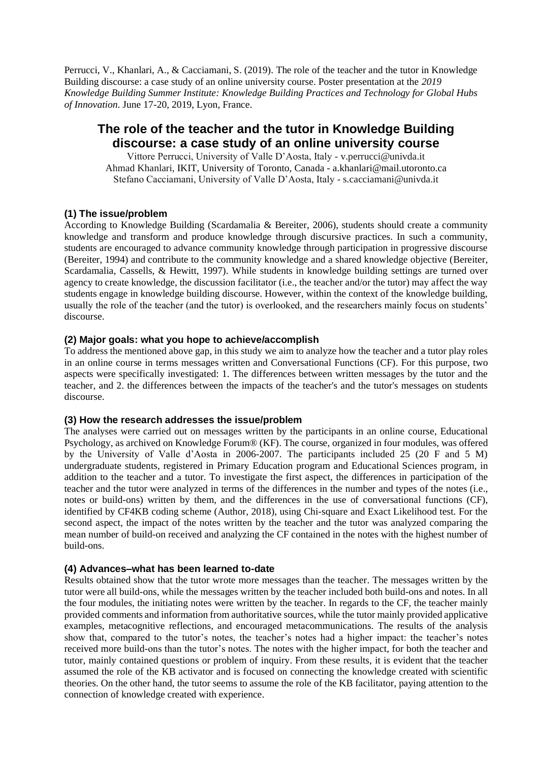Perrucci, V., Khanlari, A., & Cacciamani, S. (2019). The role of the teacher and the tutor in Knowledge Building discourse: a case study of an online university course. Poster presentation at the *2019 Knowledge Building Summer Institute: Knowledge Building Practices and Technology for Global Hubs of Innovation*. June 17-20, 2019, Lyon, France.

# The role of the teacher and the tutor in Knowledge Building discourse: a case study of an online university course

Vittore Perrucci, University of Valle D'Aosta, Italy - v.perrucci@univda.it
Ahmad Khanlari, IKIT, University of Toronto, Canada - a.khanlari@mail.utoronto.ca
Stefano Cacciamani, University of Valle D'Aosta, Italy - s.cacciamani@univda.it

## (1) The issue/problem

According to Knowledge Building (Scardamalia & Bereiter, 2006), students should create a community knowledge and transform and produce knowledge through discursive practices. In such a community, students are encouraged to advance community knowledge through participation in progressive discourse (Bereiter, 1994) and contribute to the community knowledge and a shared knowledge objective (Bereiter, Scardamalia, Cassells, & Hewitt, 1997). While students in knowledge building settings are turned over agency to create knowledge, the discussion facilitator (i.e., the teacher and/or the tutor) may affect the way students engage in knowledge building discourse. However, within the context of the knowledge building, usually the role of the teacher (and the tutor) is overlooked, and the researchers mainly focus on students' discourse.

## (2) Major goals: what you hope to achieve/accomplish

To address the mentioned above gap, in this study we aim to analyze how the teacher and a tutor play roles in an online course in terms messages written and Conversational Functions (CF). For this purpose, two aspects were specifically investigated: 1. The differences between written messages by the tutor and the teacher, and 2. the differences between the impacts of the teacher's and the tutor's messages on students discourse.

## (3) How the research addresses the issue/problem

The analyses were carried out on messages written by the participants in an online course, Educational Psychology, as archived on Knowledge Forum® (KF). The course, organized in four modules, was offered by the University of Valle d'Aosta in 2006-2007. The participants included 25 (20 F and 5 M) undergraduate students, registered in Primary Education program and Educational Sciences program, in addition to the teacher and a tutor. To investigate the first aspect, the differences in participation of the teacher and the tutor were analyzed in terms of the differences in the number and types of the notes (i.e., notes or build-ons) written by them, and the differences in the use of conversational functions (CF), identified by CF4KB coding scheme (Author, 2018), using Chi-square and Exact Likelihood test. For the second aspect, the impact of the notes written by the teacher and the tutor was analyzed comparing the mean number of build-on received and analyzing the CF contained in the notes with the highest number of build-ons.

## (4) Advances–what has been learned to-date

Results obtained show that the tutor wrote more messages than the teacher. The messages written by the tutor were all build-ons, while the messages written by the teacher included both build-ons and notes. In all the four modules, the initiating notes were written by the teacher. In regards to the CF, the teacher mainly provided comments and information from authoritative sources, while the tutor mainly provided applicative examples, metacognitive reflections, and encouraged metacommunications. The results of the analysis show that, compared to the tutor's notes, the teacher's notes had a higher impact: the teacher's notes received more build-ons than the tutor's notes. The notes with the higher impact, for both the teacher and tutor, mainly contained questions or problem of inquiry. From these results, it is evident that the teacher assumed the role of the KB activator and is focused on connecting the knowledge created with scientific theories. On the other hand, the tutor seems to assume the role of the KB facilitator, paying attention to the connection of knowledge created with experience.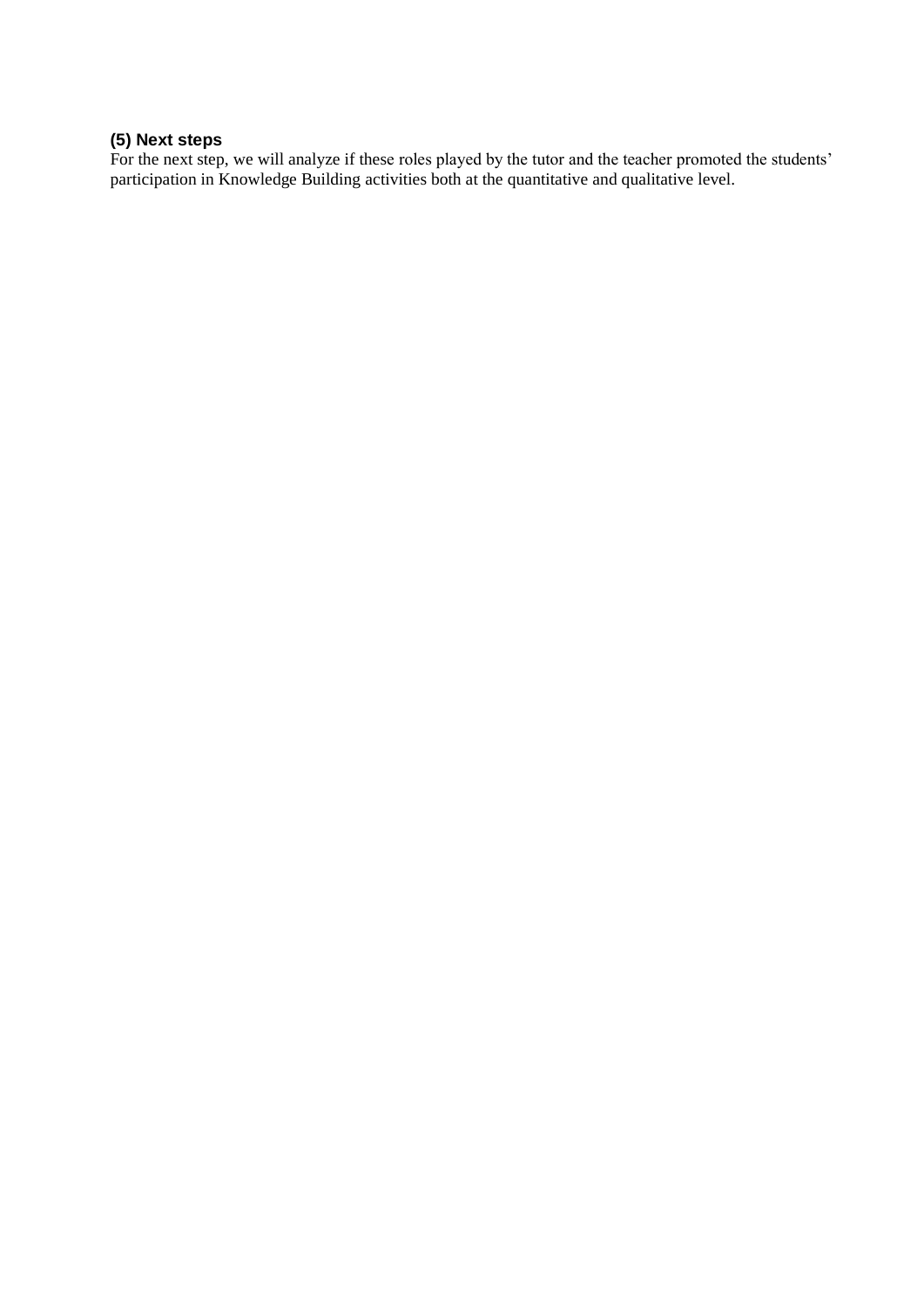### (5) Next steps

For the next step, we will analyze if these roles played by the tutor and the teacher promoted the students' participation in Knowledge Building activities both at the quantitative and qualitative level.